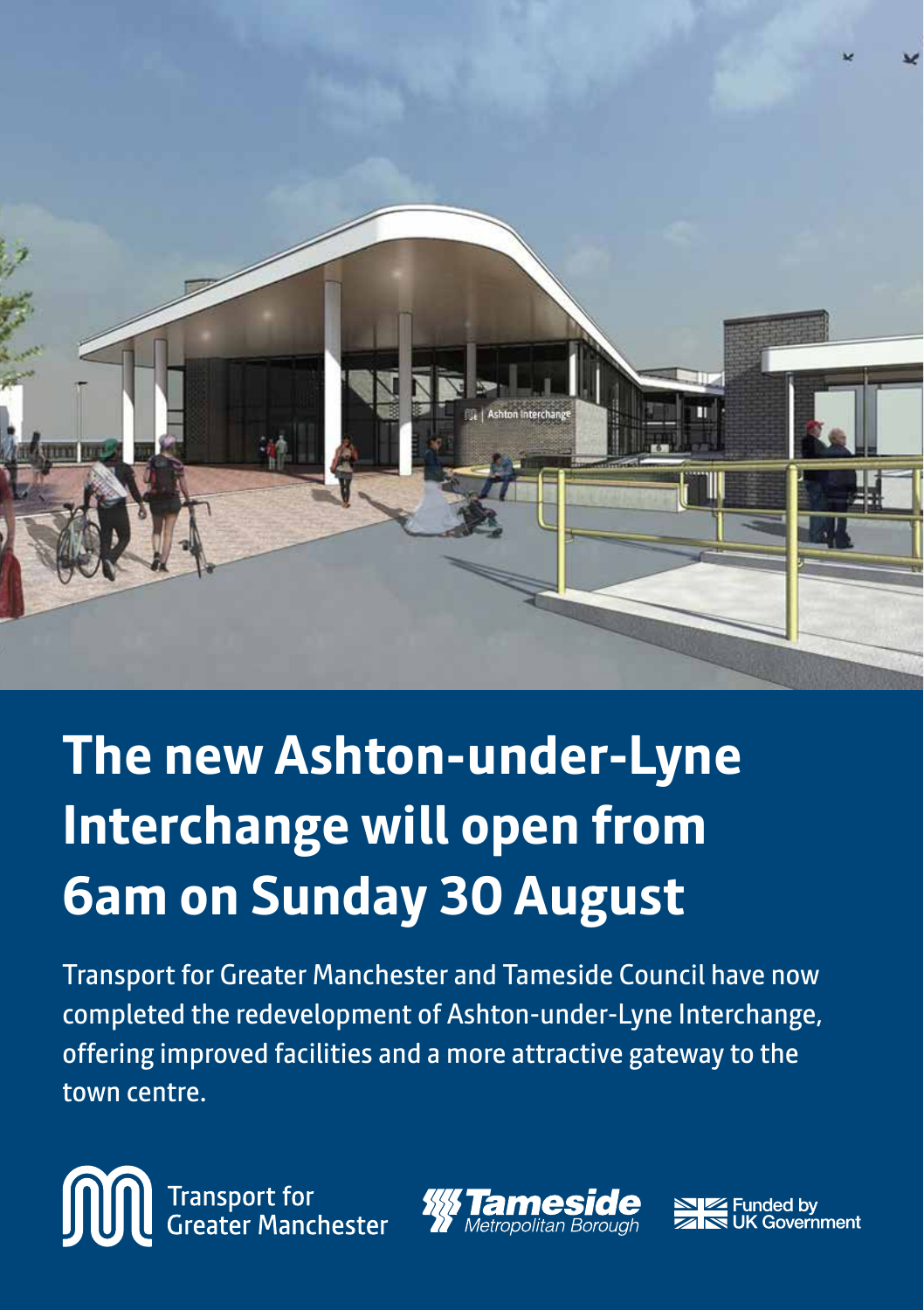# The new Ashton-under-Lyne Interchange will open from 6am on Sunday 30 August

Transport for Greater Manchester and Tameside Council have now completed the redevelopment of Ashton-under-Lyne Interchange, offering improved facilities and a more attractive gateway to the town centre.

Transport for Greater Manchester

Tameside Metropolitan Borough

Funded by UK Government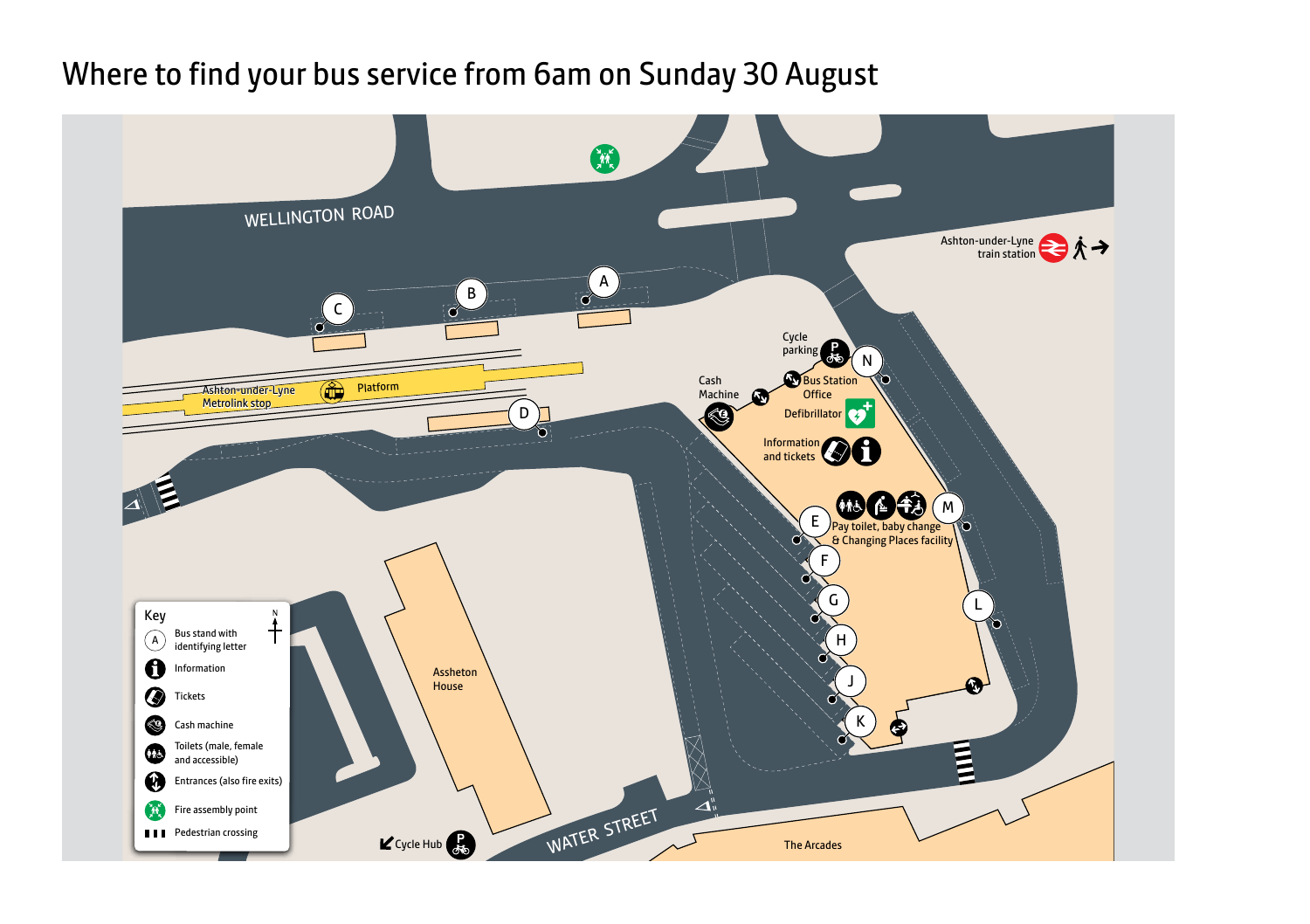# Where to find your bus service from 6am on Sunday 30 August

WELLINGTON ROAD

Ashton-under-Lyne train station

A

B

C

D

Ashton-under-Lyne Metrolink stop

Platform

Cycle parking

N

Bus Station Office

Cash Machine

Defibrillator

Information and tickets

E

F

G

H

J

K

L

M

Pay toilet, baby change & Changing Places facility

Assheton House

WATER STREET

Cycle Hub

The Arcades

**Key**

- A — Bus stand with identifying letter
- Information
- Tickets
- Cash machine
- Toilets (male, female and accessible)
- Entrances (also fire exits)
- Fire assembly point
- Pedestrian crossing

N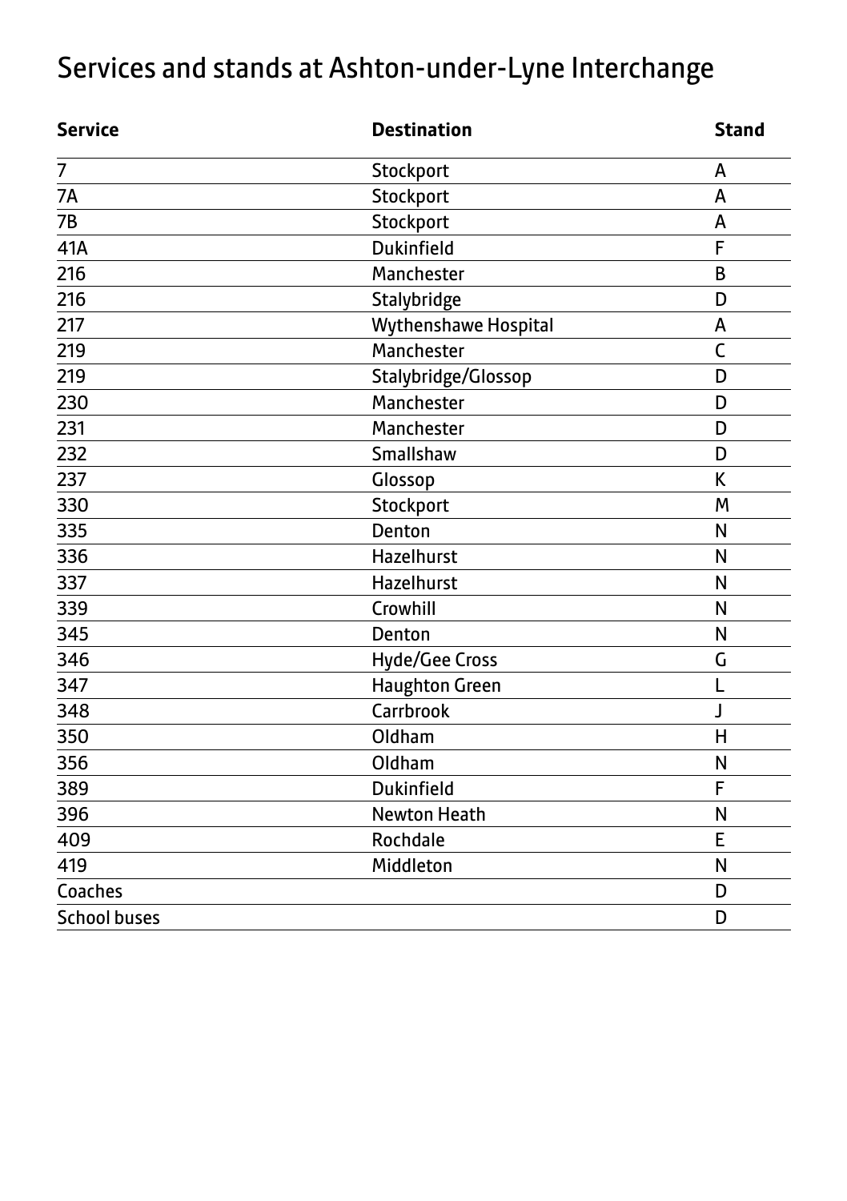# Services and stands at Ashton-under-Lyne Interchange

| Service | Destination | Stand |
| --- | --- | --- |
| 7 | Stockport | A |
| 7A | Stockport | A |
| 7B | Stockport | A |
| 41A | Dukinfield | F |
| 216 | Manchester | B |
| 216 | Stalybridge | D |
| 217 | Wythenshawe Hospital | A |
| 219 | Manchester | C |
| 219 | Stalybridge/Glossop | D |
| 230 | Manchester | D |
| 231 | Manchester | D |
| 232 | Smallshaw | D |
| 237 | Glossop | K |
| 330 | Stockport | M |
| 335 | Denton | N |
| 336 | Hazelhurst | N |
| 337 | Hazelhurst | N |
| 339 | Crowhill | N |
| 345 | Denton | N |
| 346 | Hyde/Gee Cross | G |
| 347 | Haughton Green | L |
| 348 | Carrbrook | J |
| 350 | Oldham | H |
| 356 | Oldham | N |
| 389 | Dukinfield | F |
| 396 | Newton Heath | N |
| 409 | Rochdale | E |
| 419 | Middleton | N |
| Coaches | | D |
| School buses | | D |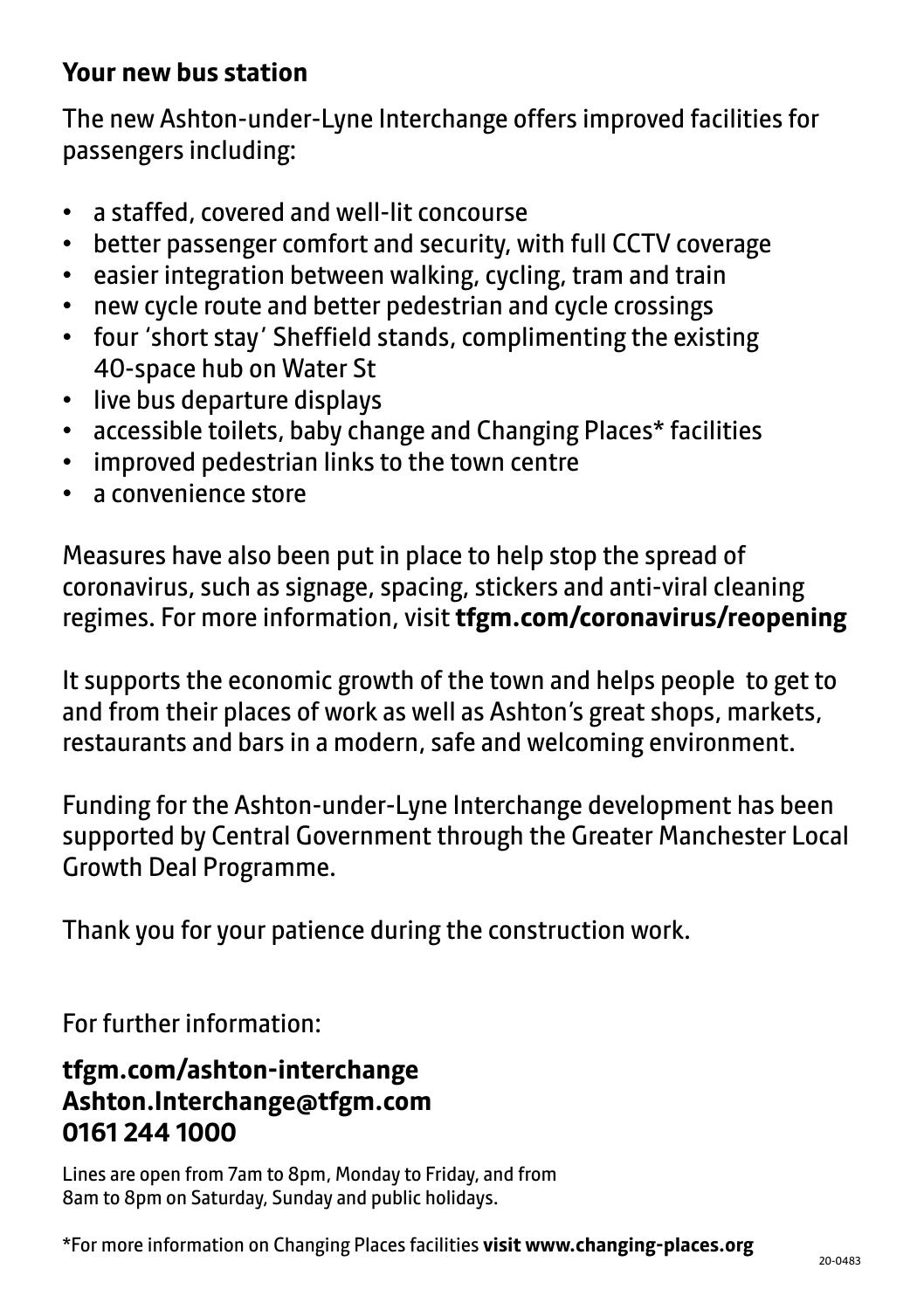## Your new bus station

The new Ashton-under-Lyne Interchange offers improved facilities for passengers including:

- a staffed, covered and well-lit concourse
- better passenger comfort and security, with full CCTV coverage
- easier integration between walking, cycling, tram and train
- new cycle route and better pedestrian and cycle crossings
- four 'short stay' Sheffield stands, complimenting the existing 40-space hub on Water St
- live bus departure displays
- accessible toilets, baby change and Changing Places* facilities
- improved pedestrian links to the town centre
- a convenience store

Measures have also been put in place to help stop the spread of coronavirus, such as signage, spacing, stickers and anti-viral cleaning regimes. For more information, visit **tfgm.com/coronavirus/reopening**

It supports the economic growth of the town and helps people to get to and from their places of work as well as Ashton's great shops, markets, restaurants and bars in a modern, safe and welcoming environment.

Funding for the Ashton-under-Lyne Interchange development has been supported by Central Government through the Greater Manchester Local Growth Deal Programme.

Thank you for your patience during the construction work.

For further information:

**tfgm.com/ashton-interchange**
**Ashton.Interchange@tfgm.com**
**0161 244 1000**

Lines are open from 7am to 8pm, Monday to Friday, and from 8am to 8pm on Saturday, Sunday and public holidays.

*For more information on Changing Places facilities **visit www.changing-places.org**

20-0483